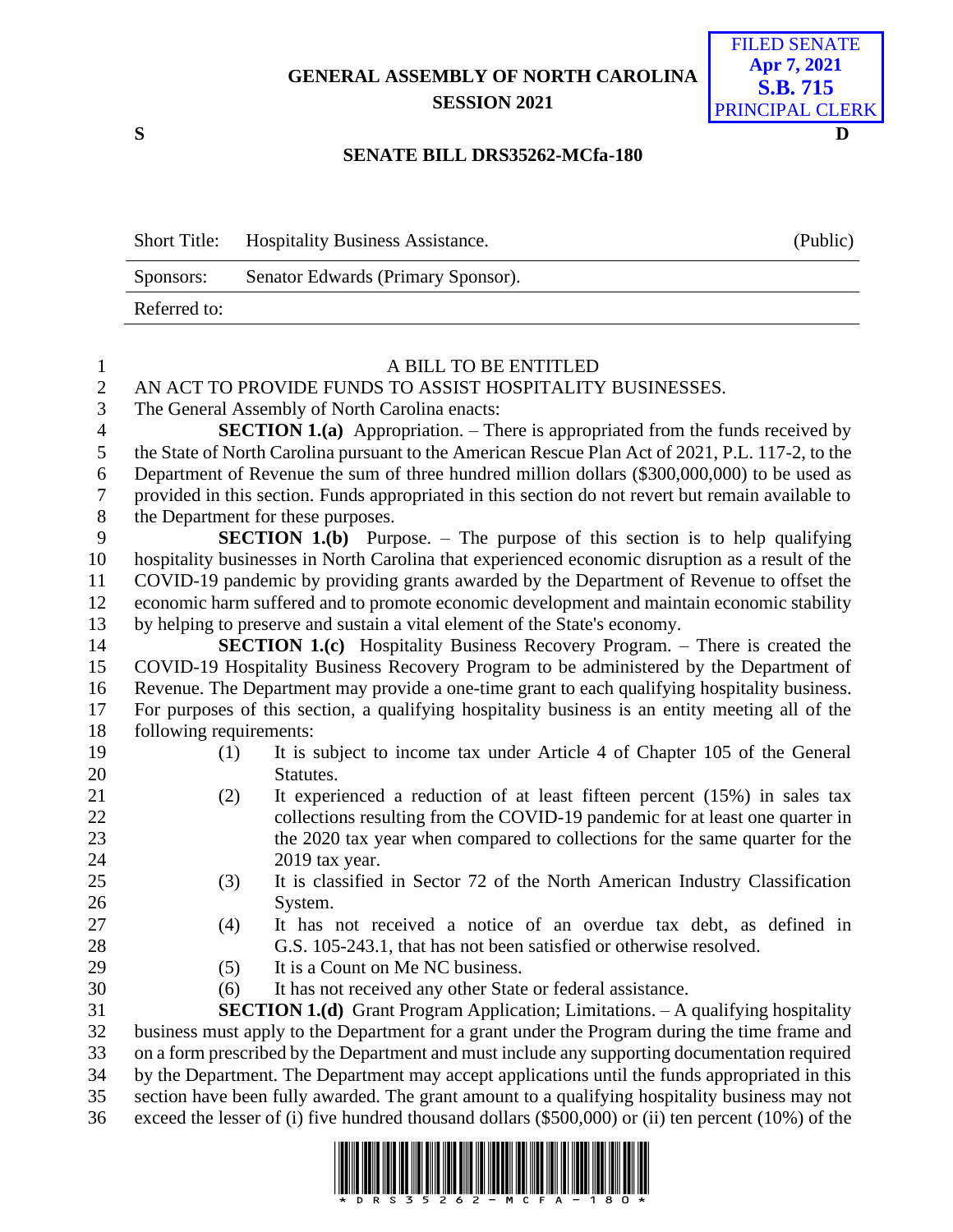GENERAL ASSEMBLY OF NORTH CAROLINA
SESSION 2021

FILED SENATE
Apr 7, 2021
S.B. 715
PRINCIPAL CLERK

S D

**SENATE BILL DRS35262-MCfa-180**

| Short Title: | Hospitality Business Assistance. | (Public) |
|---|---|---|
| Sponsors: | Senator Edwards (Primary Sponsor). | |
| Referred to: | | |

A BILL TO BE ENTITLED

AN ACT TO PROVIDE FUNDS TO ASSIST HOSPITALITY BUSINESSES.

The General Assembly of North Carolina enacts:

**SECTION 1.(a)** Appropriation. – There is appropriated from the funds received by the State of North Carolina pursuant to the American Rescue Plan Act of 2021, P.L. 117-2, to the Department of Revenue the sum of three hundred million dollars ($300,000,000) to be used as provided in this section. Funds appropriated in this section do not revert but remain available to the Department for these purposes.

**SECTION 1.(b)** Purpose. – The purpose of this section is to help qualifying hospitality businesses in North Carolina that experienced economic disruption as a result of the COVID-19 pandemic by providing grants awarded by the Department of Revenue to offset the economic harm suffered and to promote economic development and maintain economic stability by helping to preserve and sustain a vital element of the State's economy.

**SECTION 1.(c)** Hospitality Business Recovery Program. – There is created the COVID-19 Hospitality Business Recovery Program to be administered by the Department of Revenue. The Department may provide a one-time grant to each qualifying hospitality business. For purposes of this section, a qualifying hospitality business is an entity meeting all of the following requirements:

(1) It is subject to income tax under Article 4 of Chapter 105 of the General Statutes.

(2) It experienced a reduction of at least fifteen percent (15%) in sales tax collections resulting from the COVID-19 pandemic for at least one quarter in the 2020 tax year when compared to collections for the same quarter for the 2019 tax year.

(3) It is classified in Sector 72 of the North American Industry Classification System.

(4) It has not received a notice of an overdue tax debt, as defined in G.S. 105-243.1, that has not been satisfied or otherwise resolved.

(5) It is a Count on Me NC business.

(6) It has not received any other State or federal assistance.

**SECTION 1.(d)** Grant Program Application; Limitations. – A qualifying hospitality business must apply to the Department for a grant under the Program during the time frame and on a form prescribed by the Department and must include any supporting documentation required by the Department. The Department may accept applications until the funds appropriated in this section have been fully awarded. The grant amount to a qualifying hospitality business may not exceed the lesser of (i) five hundred thousand dollars ($500,000) or (ii) ten percent (10%) of the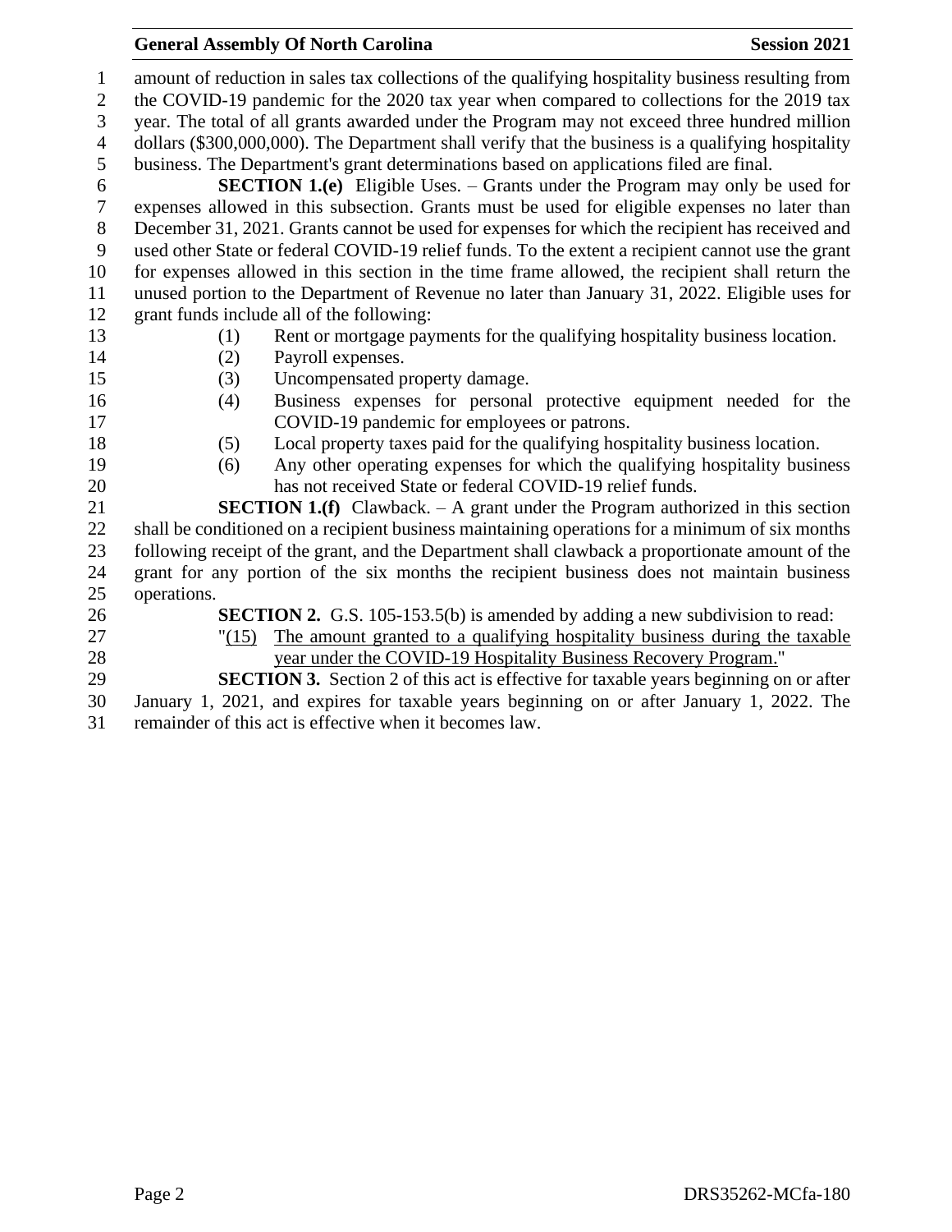amount of reduction in sales tax collections of the qualifying hospitality business resulting from the COVID-19 pandemic for the 2020 tax year when compared to collections for the 2019 tax year. The total of all grants awarded under the Program may not exceed three hundred million dollars ($300,000,000). The Department shall verify that the business is a qualifying hospitality business. The Department's grant determinations based on applications filed are final.

**SECTION 1.(e)** Eligible Uses. – Grants under the Program may only be used for expenses allowed in this subsection. Grants must be used for eligible expenses no later than December 31, 2021. Grants cannot be used for expenses for which the recipient has received and used other State or federal COVID-19 relief funds. To the extent a recipient cannot use the grant for expenses allowed in this section in the time frame allowed, the recipient shall return the unused portion to the Department of Revenue no later than January 31, 2022. Eligible uses for grant funds include all of the following:

(1) Rent or mortgage payments for the qualifying hospitality business location.

(2) Payroll expenses.

(3) Uncompensated property damage.

(4) Business expenses for personal protective equipment needed for the COVID-19 pandemic for employees or patrons.

(5) Local property taxes paid for the qualifying hospitality business location.

(6) Any other operating expenses for which the qualifying hospitality business has not received State or federal COVID-19 relief funds.

**SECTION 1.(f)** Clawback. – A grant under the Program authorized in this section shall be conditioned on a recipient business maintaining operations for a minimum of six months following receipt of the grant, and the Department shall clawback a proportionate amount of the grant for any portion of the six months the recipient business does not maintain business operations.

**SECTION 2.** G.S. 105-153.5(b) is amended by adding a new subdivision to read:

"<u>(15) The amount granted to a qualifying hospitality business during the taxable year under the COVID-19 Hospitality Business Recovery Program.</u>"

**SECTION 3.** Section 2 of this act is effective for taxable years beginning on or after January 1, 2021, and expires for taxable years beginning on or after January 1, 2022. The remainder of this act is effective when it becomes law.